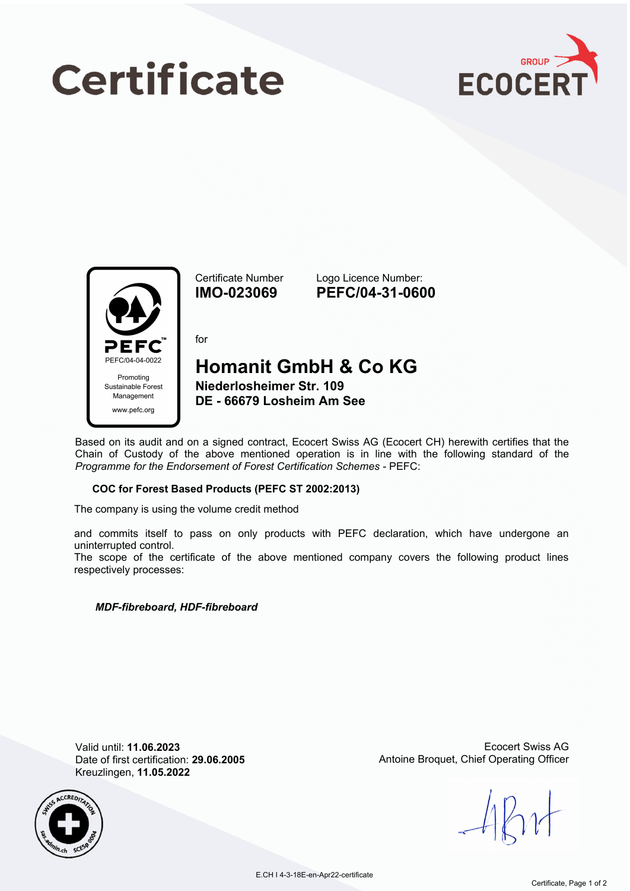# Certificate

GROUP ECOCERT

PEFC
PEFC/04-04-0022
Promoting Sustainable Forest Management
www.pefc.org

Certificate Number
**IMO-023069**

Logo Licence Number:
**PEFC/04-31-0600**

for

## Homanit GmbH & Co KG

**Niederlosheimer Str. 109**
**DE - 66679 Losheim Am See**

Based on its audit and on a signed contract, Ecocert Swiss AG (Ecocert CH) herewith certifies that the Chain of Custody of the above mentioned operation is in line with the following standard of the *Programme for the Endorsement of Forest Certification Schemes* - PEFC:

**COC for Forest Based Products (PEFC ST 2002:2013)**

The company is using the volume credit method

and commits itself to pass on only products with PEFC declaration, which have undergone an uninterrupted control.
The scope of the certificate of the above mentioned company covers the following product lines respectively processes:

***MDF-fibreboard, HDF-fibreboard***

Valid until: **11.06.2023**
Date of first certification: **29.06.2005**
Kreuzlingen, **11.05.2022**

Ecocert Swiss AG
Antoine Broquet, Chief Operating Officer

SWISS ACCREDITATION sas.admin.ch SCESp 0004

E.CH I 4-3-18E-en-Apr22-certificate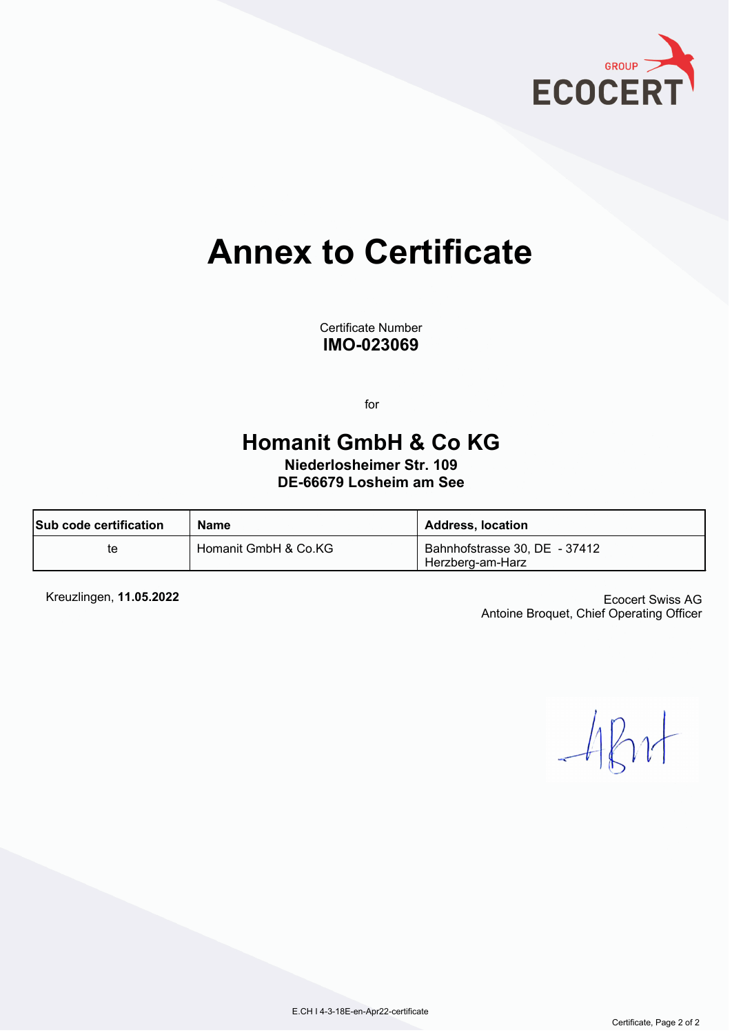# Annex to Certificate

Certificate Number
**IMO-023069**

for

## Homanit GmbH & Co KG

**Niederlosheimer Str. 109**
**DE-66679 Losheim am See**

| Sub code certification | Name | Address, location |
|---|---|---|
| te | Homanit GmbH & Co.KG | Bahnhofstrasse 30, DE - 37412 Herzberg-am-Harz |

Kreuzlingen, **11.05.2022**

Ecocert Swiss AG
Antoine Broquet, Chief Operating Officer

E.CH I 4-3-18E-en-Apr22-certificate